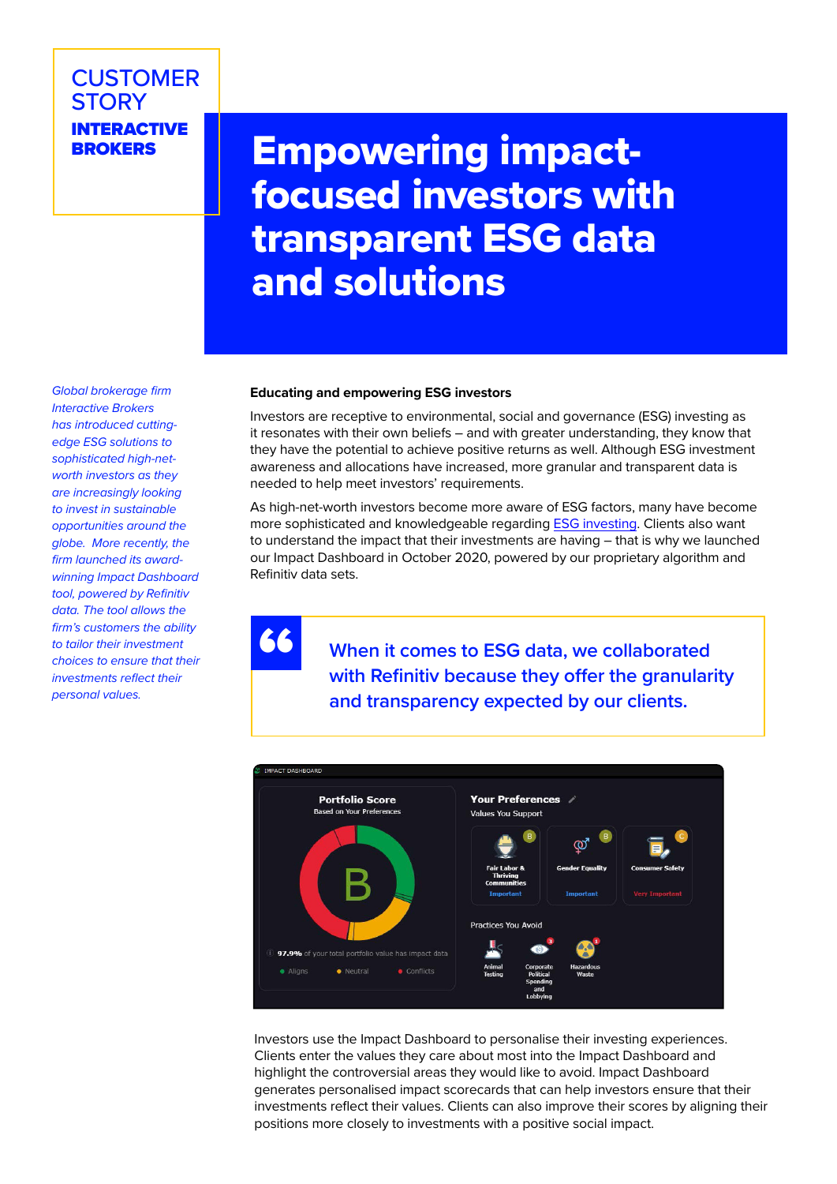CUSTOMER STORY

**INTERACTIVE BROKERS**

# Empowering impact-focused investors with transparent ESG data and solutions

*Global brokerage firm Interactive Brokers has introduced cutting-edge ESG solutions to sophisticated high-net-worth investors as they are increasingly looking to invest in sustainable opportunities around the globe. More recently, the firm launched its award-winning Impact Dashboard tool, powered by Refinitiv data. The tool allows the firm's customers the ability to tailor their investment choices to ensure that their investments reflect their personal values.*

### Educating and empowering ESG investors

Investors are receptive to environmental, social and governance (ESG) investing as it resonates with their own beliefs – and with greater understanding, they know that they have the potential to achieve positive returns as well. Although ESG investment awareness and allocations have increased, more granular and transparent data is needed to help meet investors' requirements.

As high-net-worth investors become more aware of ESG factors, many have become more sophisticated and knowledgeable regarding ESG investing. Clients also want to understand the impact that their investments are having – that is why we launched our Impact Dashboard in October 2020, powered by our proprietary algorithm and Refinitiv data sets.

> When it comes to ESG data, we collaborated with Refinitiv because they offer the granularity and transparency expected by our clients.

Investors use the Impact Dashboard to personalise their investing experiences. Clients enter the values they care about most into the Impact Dashboard and highlight the controversial areas they would like to avoid. Impact Dashboard generates personalised impact scorecards that can help investors ensure that their investments reflect their values. Clients can also improve their scores by aligning their positions more closely to investments with a positive social impact.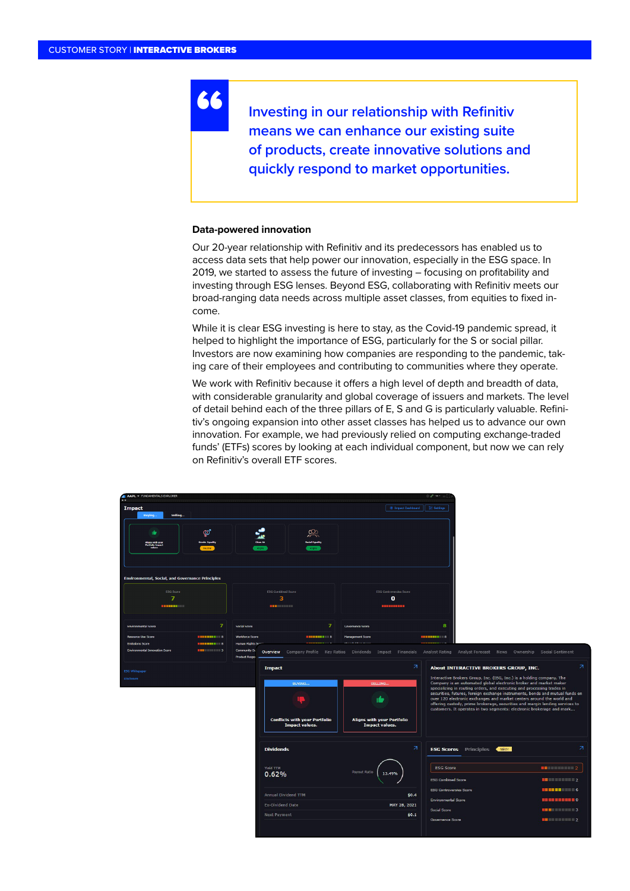> Investing in our relationship with Refinitiv means we can enhance our existing suite of products, create innovative solutions and quickly respond to market opportunities.

### Data-powered innovation

Our 20-year relationship with Refinitiv and its predecessors has enabled us to access data sets that help power our innovation, especially in the ESG space. In 2019, we started to assess the future of investing – focusing on profitability and investing through ESG lenses. Beyond ESG, collaborating with Refinitiv meets our broad-ranging data needs across multiple asset classes, from equities to fixed income.

While it is clear ESG investing is here to stay, as the Covid-19 pandemic spread, it helped to highlight the importance of ESG, particularly for the S or social pillar. Investors are now examining how companies are responding to the pandemic, taking care of their employees and contributing to communities where they operate.

We work with Refinitiv because it offers a high level of depth and breadth of data, with considerable granularity and global coverage of issuers and markets. The level of detail behind each of the three pillars of E, S and G is particularly valuable. Refinitiv's ongoing expansion into other asset classes has helped us to advance our own innovation. For example, we had previously relied on computing exchange-traded funds' (ETFs) scores by looking at each individual component, but now we can rely on Refinitiv's overall ETF scores.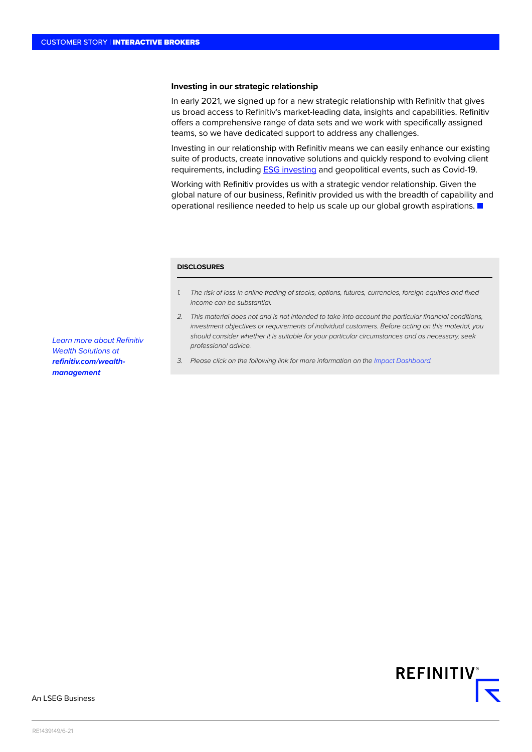### Investing in our strategic relationship

In early 2021, we signed up for a new strategic relationship with Refinitiv that gives us broad access to Refinitiv's market-leading data, insights and capabilities. Refinitiv offers a comprehensive range of data sets and we work with specifically assigned teams, so we have dedicated support to address any challenges.

Investing in our relationship with Refinitiv means we can easily enhance our existing suite of products, create innovative solutions and quickly respond to evolving client requirements, including ESG investing and geopolitical events, such as Covid-19.

Working with Refinitiv provides us with a strategic vendor relationship. Given the global nature of our business, Refinitiv provided us with the breadth of capability and operational resilience needed to help us scale up our global growth aspirations.

**DISCLOSURES**

1. *The risk of loss in online trading of stocks, options, futures, currencies, foreign equities and fixed income can be substantial.*
2. *This material does not and is not intended to take into account the particular financial conditions, investment objectives or requirements of individual customers. Before acting on this material, you should consider whether it is suitable for your particular circumstances and as necessary, seek professional advice.*
3. *Please click on the following link for more information on the Impact Dashboard.*

*Learn more about Refinitiv Wealth Solutions at* ***refinitiv.com/wealth-management***

REFINITIV

An LSEG Business

RE1439149/6-21